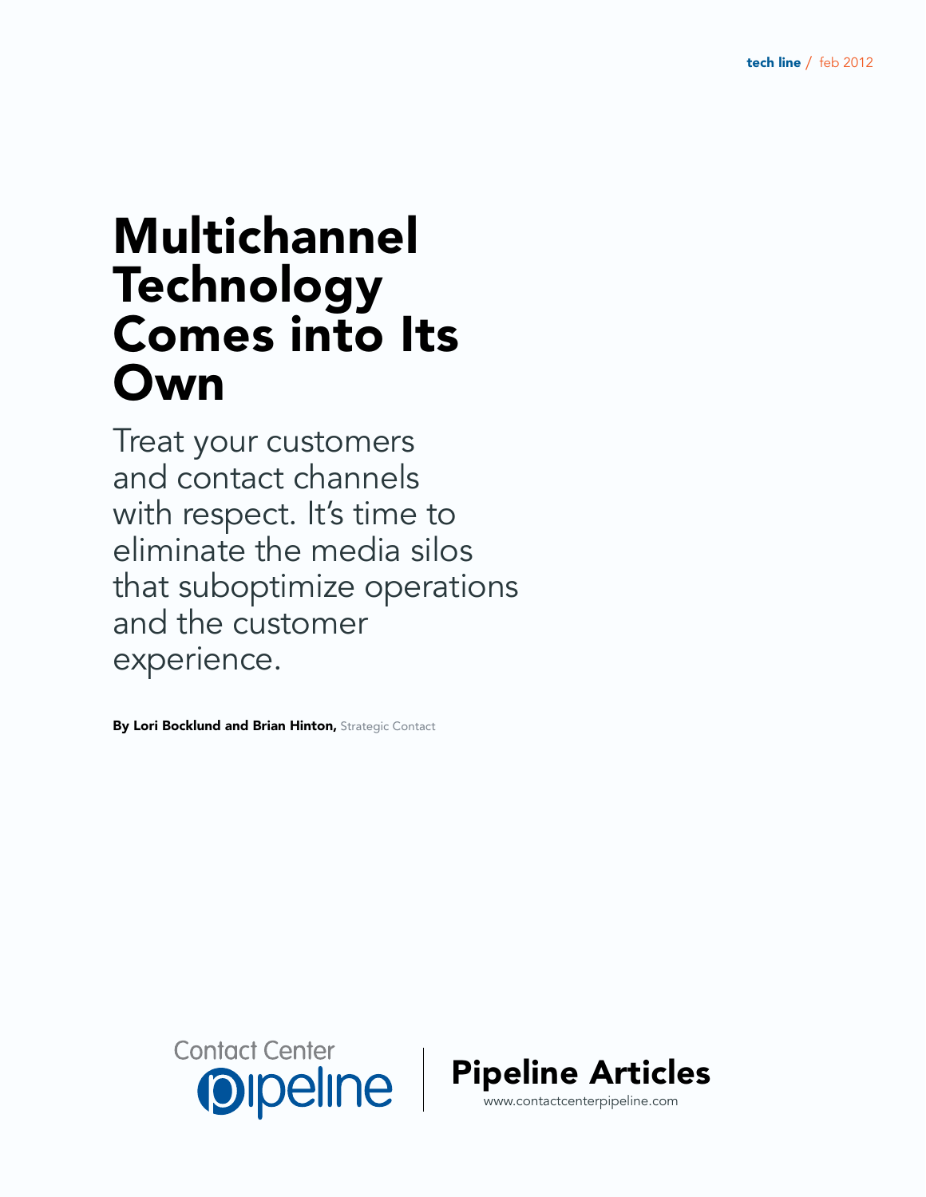tech line / feb 2012

# Multichannel Technology Comes into Its Own

Treat your customers and contact channels with respect. It's time to eliminate the media silos that suboptimize operations and the customer experience.

**By Lori Bocklund and Brian Hinton,** Strategic Contact

Contact Center pipeline | **Pipeline Articles**
www.contactcenterpipeline.com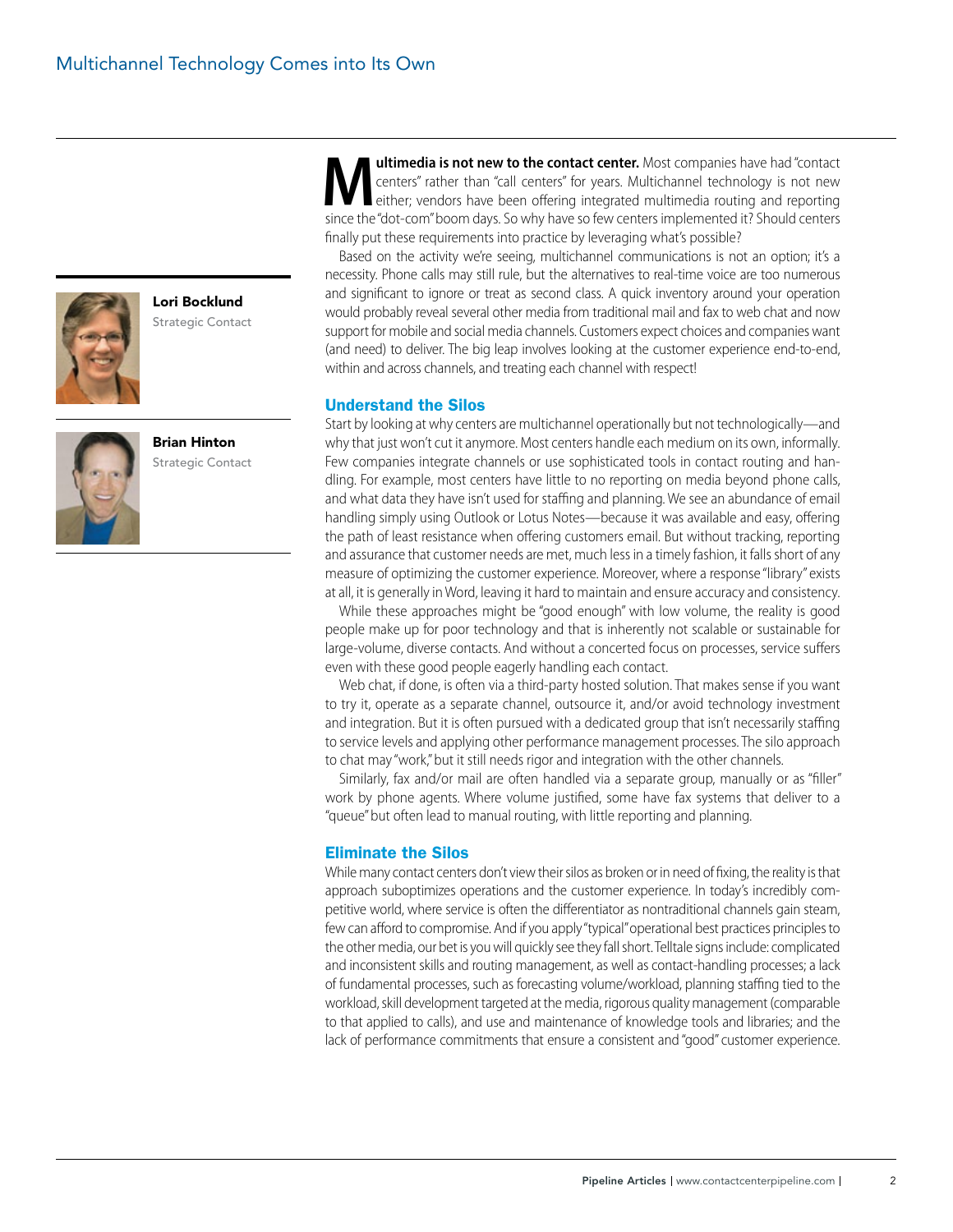**Lori Bocklund**
Strategic Contact

**Brian Hinton**
Strategic Contact

**Multimedia is not new to the contact center.** Most companies have had "contact centers" rather than "call centers" for years. Multichannel technology is not new either; vendors have been offering integrated multimedia routing and reporting since the "dot-com" boom days. So why have so few centers implemented it? Should centers finally put these requirements into practice by leveraging what's possible?

Based on the activity we're seeing, multichannel communications is not an option; it's a necessity. Phone calls may still rule, but the alternatives to real-time voice are too numerous and significant to ignore or treat as second class. A quick inventory around your operation would probably reveal several other media from traditional mail and fax to web chat and now support for mobile and social media channels. Customers expect choices and companies want (and need) to deliver. The big leap involves looking at the customer experience end-to-end, within and across channels, and treating each channel with respect!

## Understand the Silos

Start by looking at why centers are multichannel operationally but not technologically—and why that just won't cut it anymore. Most centers handle each medium on its own, informally. Few companies integrate channels or use sophisticated tools in contact routing and handling. For example, most centers have little to no reporting on media beyond phone calls, and what data they have isn't used for staffing and planning. We see an abundance of email handling simply using Outlook or Lotus Notes—because it was available and easy, offering the path of least resistance when offering customers email. But without tracking, reporting and assurance that customer needs are met, much less in a timely fashion, it falls short of any measure of optimizing the customer experience. Moreover, where a response "library" exists at all, it is generally in Word, leaving it hard to maintain and ensure accuracy and consistency.

While these approaches might be "good enough" with low volume, the reality is good people make up for poor technology and that is inherently not scalable or sustainable for large-volume, diverse contacts. And without a concerted focus on processes, service suffers even with these good people eagerly handling each contact.

Web chat, if done, is often via a third-party hosted solution. That makes sense if you want to try it, operate as a separate channel, outsource it, and/or avoid technology investment and integration. But it is often pursued with a dedicated group that isn't necessarily staffing to service levels and applying other performance management processes. The silo approach to chat may "work," but it still needs rigor and integration with the other channels.

Similarly, fax and/or mail are often handled via a separate group, manually or as "filler" work by phone agents. Where volume justified, some have fax systems that deliver to a "queue" but often lead to manual routing, with little reporting and planning.

## Eliminate the Silos

While many contact centers don't view their silos as broken or in need of fixing, the reality is that approach suboptimizes operations and the customer experience. In today's incredibly competitive world, where service is often the differentiator as nontraditional channels gain steam, few can afford to compromise. And if you apply "typical" operational best practices principles to the other media, our bet is you will quickly see they fall short. Telltale signs include: complicated and inconsistent skills and routing management, as well as contact-handling processes; a lack of fundamental processes, such as forecasting volume/workload, planning staffing tied to the workload, skill development targeted at the media, rigorous quality management (comparable to that applied to calls), and use and maintenance of knowledge tools and libraries; and the lack of performance commitments that ensure a consistent and "good" customer experience.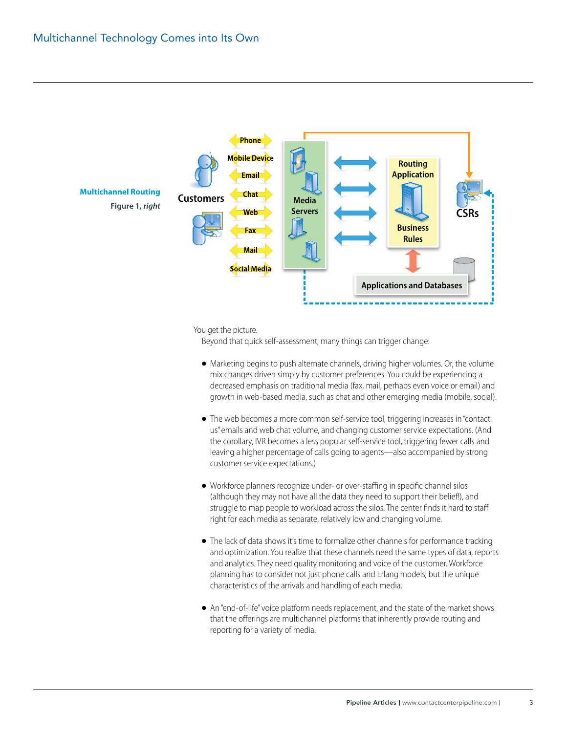**Multichannel Routing**

Figure 1, *right*

You get the picture.

Beyond that quick self-assessment, many things can trigger change:

- Marketing begins to push alternate channels, driving higher volumes. Or, the volume mix changes driven simply by customer preferences. You could be experiencing a decreased emphasis on traditional media (fax, mail, perhaps even voice or email) and growth in web-based media, such as chat and other emerging media (mobile, social).

- The web becomes a more common self-service tool, triggering increases in "contact us" emails and web chat volume, and changing customer service expectations. (And the corollary, IVR becomes a less popular self-service tool, triggering fewer calls and leaving a higher percentage of calls going to agents—also accompanied by strong customer service expectations.)

- Workforce planners recognize under- or over-staffing in specific channel silos (although they may not have all the data they need to support their belief!), and struggle to map people to workload across the silos. The center finds it hard to staff right for each media as separate, relatively low and changing volume.

- The lack of data shows it's time to formalize other channels for performance tracking and optimization. You realize that these channels need the same types of data, reports and analytics. They need quality monitoring and voice of the customer. Workforce planning has to consider not just phone calls and Erlang models, but the unique characteristics of the arrivals and handling of each media.

- An "end-of-life" voice platform needs replacement, and the state of the market shows that the offerings are multichannel platforms that inherently provide routing and reporting for a variety of media.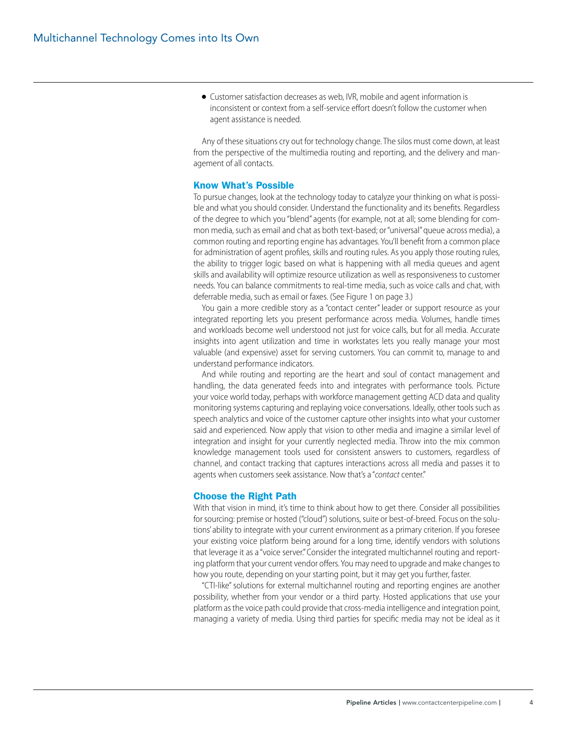- Customer satisfaction decreases as web, IVR, mobile and agent information is inconsistent or context from a self-service effort doesn't follow the customer when agent assistance is needed.

Any of these situations cry out for technology change. The silos must come down, at least from the perspective of the multimedia routing and reporting, and the delivery and management of all contacts.

### Know What's Possible

To pursue changes, look at the technology today to catalyze your thinking on what is possible and what you should consider. Understand the functionality and its benefits. Regardless of the degree to which you "blend" agents (for example, not at all; some blending for common media, such as email and chat as both text-based; or "universal" queue across media), a common routing and reporting engine has advantages. You'll benefit from a common place for administration of agent profiles, skills and routing rules. As you apply those routing rules, the ability to trigger logic based on what is happening with all media queues and agent skills and availability will optimize resource utilization as well as responsiveness to customer needs. You can balance commitments to real-time media, such as voice calls and chat, with deferrable media, such as email or faxes. (See Figure 1 on page 3.)

You gain a more credible story as a "contact center" leader or support resource as your integrated reporting lets you present performance across media. Volumes, handle times and workloads become well understood not just for voice calls, but for all media. Accurate insights into agent utilization and time in workstates lets you really manage your most valuable (and expensive) asset for serving customers. You can commit to, manage to and understand performance indicators.

And while routing and reporting are the heart and soul of contact management and handling, the data generated feeds into and integrates with performance tools. Picture your voice world today, perhaps with workforce management getting ACD data and quality monitoring systems capturing and replaying voice conversations. Ideally, other tools such as speech analytics and voice of the customer capture other insights into what your customer said and experienced. Now apply that vision to other media and imagine a similar level of integration and insight for your currently neglected media. Throw into the mix common knowledge management tools used for consistent answers to customers, regardless of channel, and contact tracking that captures interactions across all media and passes it to agents when customers seek assistance. Now that's a "*contact* center."

### Choose the Right Path

With that vision in mind, it's time to think about how to get there. Consider all possibilities for sourcing: premise or hosted ("cloud") solutions, suite or best-of-breed. Focus on the solutions' ability to integrate with your current environment as a primary criterion. If you foresee your existing voice platform being around for a long time, identify vendors with solutions that leverage it as a "voice server." Consider the integrated multichannel routing and reporting platform that your current vendor offers. You may need to upgrade and make changes to how you route, depending on your starting point, but it may get you further, faster.

"CTI-like" solutions for external multichannel routing and reporting engines are another possibility, whether from your vendor or a third party. Hosted applications that use your platform as the voice path could provide that cross-media intelligence and integration point, managing a variety of media. Using third parties for specific media may not be ideal as it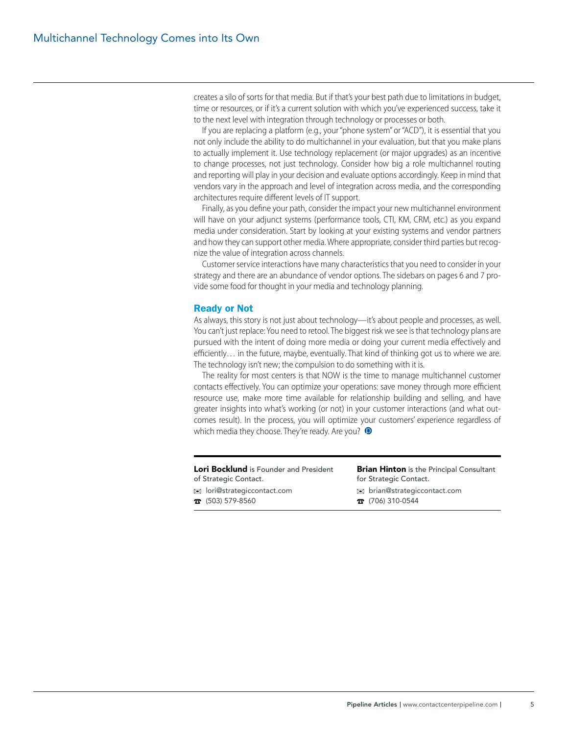creates a silo of sorts for that media. But if that's your best path due to limitations in budget, time or resources, or if it's a current solution with which you've experienced success, take it to the next level with integration through technology or processes or both.

If you are replacing a platform (e.g., your "phone system" or "ACD"), it is essential that you not only include the ability to do multichannel in your evaluation, but that you make plans to actually implement it. Use technology replacement (or major upgrades) as an incentive to change processes, not just technology. Consider how big a role multichannel routing and reporting will play in your decision and evaluate options accordingly. Keep in mind that vendors vary in the approach and level of integration across media, and the corresponding architectures require different levels of IT support.

Finally, as you define your path, consider the impact your new multichannel environment will have on your adjunct systems (performance tools, CTI, KM, CRM, etc.) as you expand media under consideration. Start by looking at your existing systems and vendor partners and how they can support other media. Where appropriate, consider third parties but recognize the value of integration across channels.

Customer service interactions have many characteristics that you need to consider in your strategy and there are an abundance of vendor options. The sidebars on pages 6 and 7 provide some food for thought in your media and technology planning.

## Ready or Not

As always, this story is not just about technology—it's about people and processes, as well. You can't just replace: You need to retool. The biggest risk we see is that technology plans are pursued with the intent of doing more media or doing your current media effectively and efficiently… in the future, maybe, eventually. That kind of thinking got us to where we are. The technology isn't new; the compulsion to do something with it is.

The reality for most centers is that NOW is the time to manage multichannel customer contacts effectively. You can optimize your operations: save money through more efficient resource use, make more time available for relationship building and selling, and have greater insights into what's working (or not) in your customer interactions (and what outcomes result). In the process, you will optimize your customers' experience regardless of which media they choose. They're ready. Are you?

---

**Lori Bocklund** is Founder and President of Strategic Contact.
✉ lori@strategiccontact.com
☎ (503) 579-8560

**Brian Hinton** is the Principal Consultant for Strategic Contact.
✉ brian@strategiccontact.com
☎ (706) 310-0544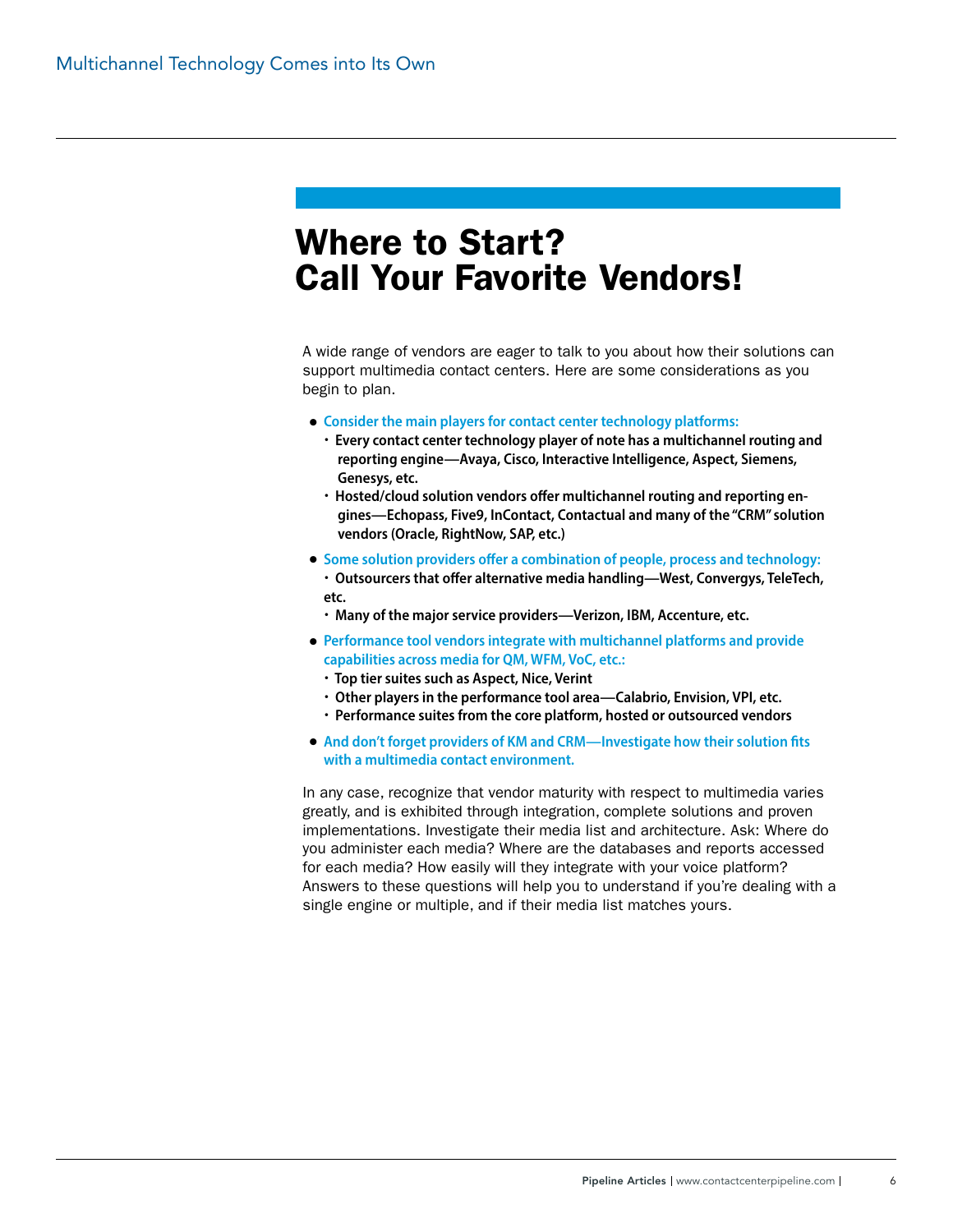# Where to Start? Call Your Favorite Vendors!

A wide range of vendors are eager to talk to you about how their solutions can support multimedia contact centers. Here are some considerations as you begin to plan.

- **Consider the main players for contact center technology platforms:**
  - **Every contact center technology player of note has a multichannel routing and reporting engine—Avaya, Cisco, Interactive Intelligence, Aspect, Siemens, Genesys, etc.**
  - **Hosted/cloud solution vendors offer multichannel routing and reporting engines—Echopass, Five9, InContact, Contactual and many of the "CRM" solution vendors (Oracle, RightNow, SAP, etc.)**
- **Some solution providers offer a combination of people, process and technology:**
  - **Outsourcers that offer alternative media handling—West, Convergys, TeleTech, etc.**
  - **Many of the major service providers—Verizon, IBM, Accenture, etc.**
- **Performance tool vendors integrate with multichannel platforms and provide capabilities across media for QM, WFM, VoC, etc.:**
  - **Top tier suites such as Aspect, Nice, Verint**
  - **Other players in the performance tool area—Calabrio, Envision, VPI, etc.**
  - **Performance suites from the core platform, hosted or outsourced vendors**
- **And don't forget providers of KM and CRM—Investigate how their solution fits with a multimedia contact environment.**

In any case, recognize that vendor maturity with respect to multimedia varies greatly, and is exhibited through integration, complete solutions and proven implementations. Investigate their media list and architecture. Ask: Where do you administer each media? Where are the databases and reports accessed for each media? How easily will they integrate with your voice platform? Answers to these questions will help you to understand if you're dealing with a single engine or multiple, and if their media list matches yours.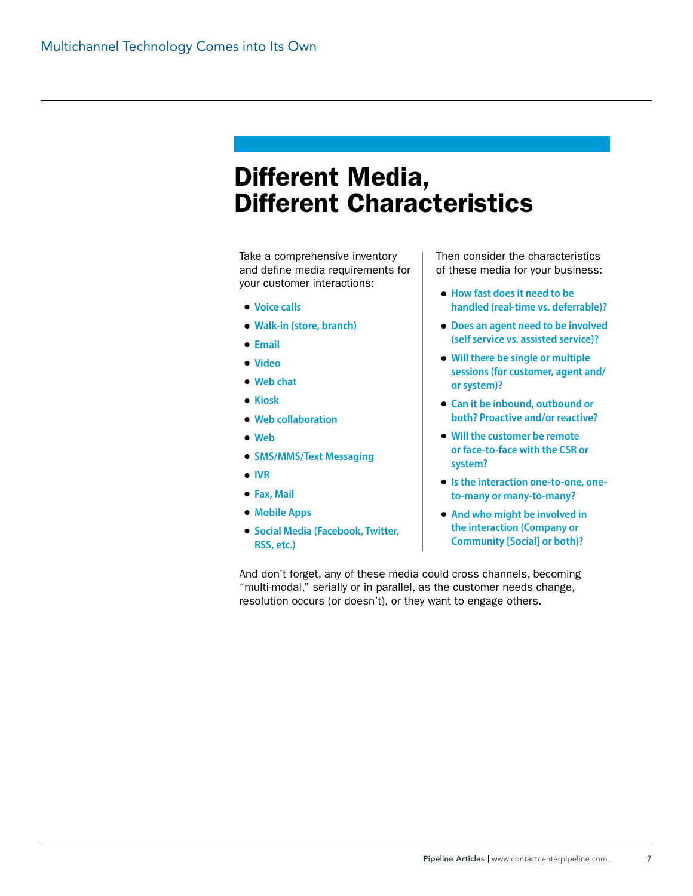# Different Media, Different Characteristics

Take a comprehensive inventory and define media requirements for your customer interactions:

- **Voice calls**
- **Walk-in (store, branch)**
- **Email**
- **Video**
- **Web chat**
- **Kiosk**
- **Web collaboration**
- **Web**
- **SMS/MMS/Text Messaging**
- **IVR**
- **Fax, Mail**
- **Mobile Apps**
- **Social Media (Facebook, Twitter, RSS, etc.)**

Then consider the characteristics of these media for your business:

- **How fast does it need to be handled (real-time vs. deferrable)?**
- **Does an agent need to be involved (self service vs. assisted service)?**
- **Will there be single or multiple sessions (for customer, agent and/or system)?**
- **Can it be inbound, outbound or both? Proactive and/or reactive?**
- **Will the customer be remote or face-to-face with the CSR or system?**
- **Is the interaction one-to-one, one-to-many or many-to-many?**
- **And who might be involved in the interaction (Company or Community [Social] or both)?**

And don't forget, any of these media could cross channels, becoming "multi-modal," serially or in parallel, as the customer needs change, resolution occurs (or doesn't), or they want to engage others.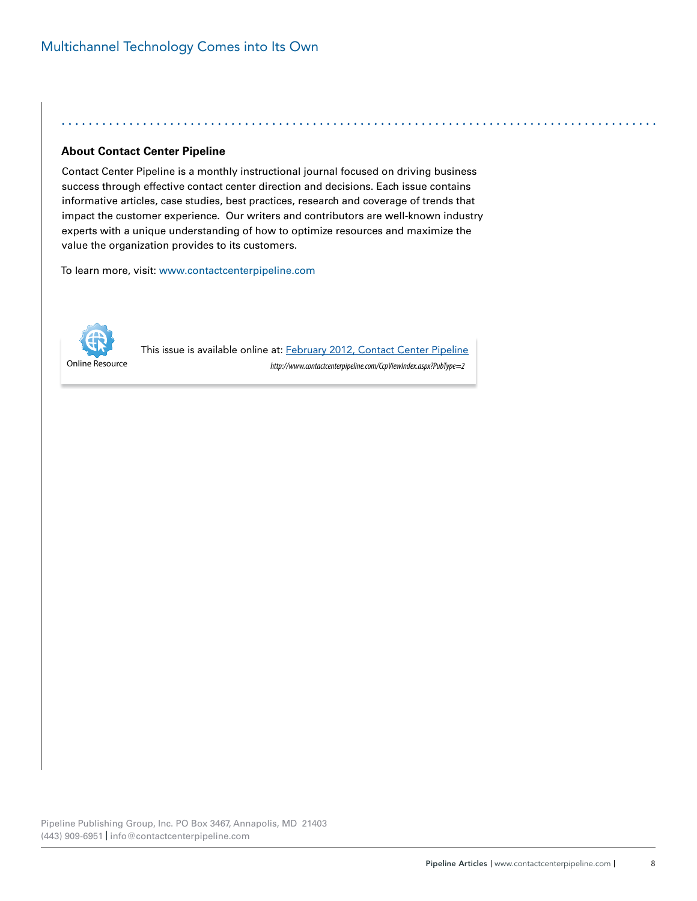### About Contact Center Pipeline

Contact Center Pipeline is a monthly instructional journal focused on driving business success through effective contact center direction and decisions. Each issue contains informative articles, case studies, best practices, research and coverage of trends that impact the customer experience. Our writers and contributors are well-known industry experts with a unique understanding of how to optimize resources and maximize the value the organization provides to its customers.

To learn more, visit: www.contactcenterpipeline.com

Online Resource

This issue is available online at: February 2012, Contact Center Pipeline

*http://www.contactcenterpipeline.com/CcpViewIndex.aspx?PubType=2*

Pipeline Publishing Group, Inc. PO Box 3467, Annapolis, MD 21403
(443) 909-6951 | info@contactcenterpipeline.com